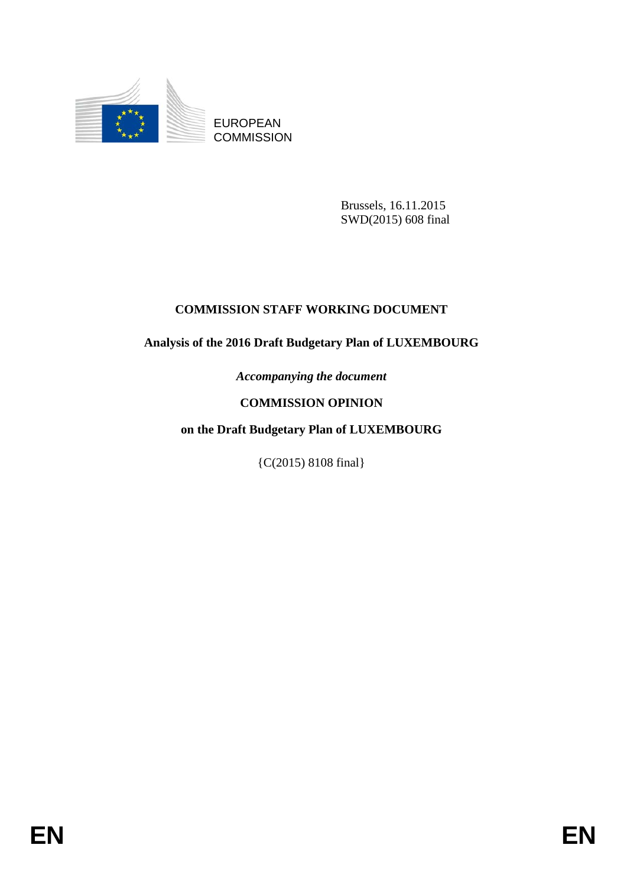EUROPEAN
COMMISSION

Brussels, 16.11.2015
SWD(2015) 608 final

**COMMISSION STAFF WORKING DOCUMENT**

**Analysis of the 2016 Draft Budgetary Plan of LUXEMBOURG**

*Accompanying the document*

**COMMISSION OPINION**

**on the Draft Budgetary Plan of LUXEMBOURG**

{C(2015) 8108 final}

EN EN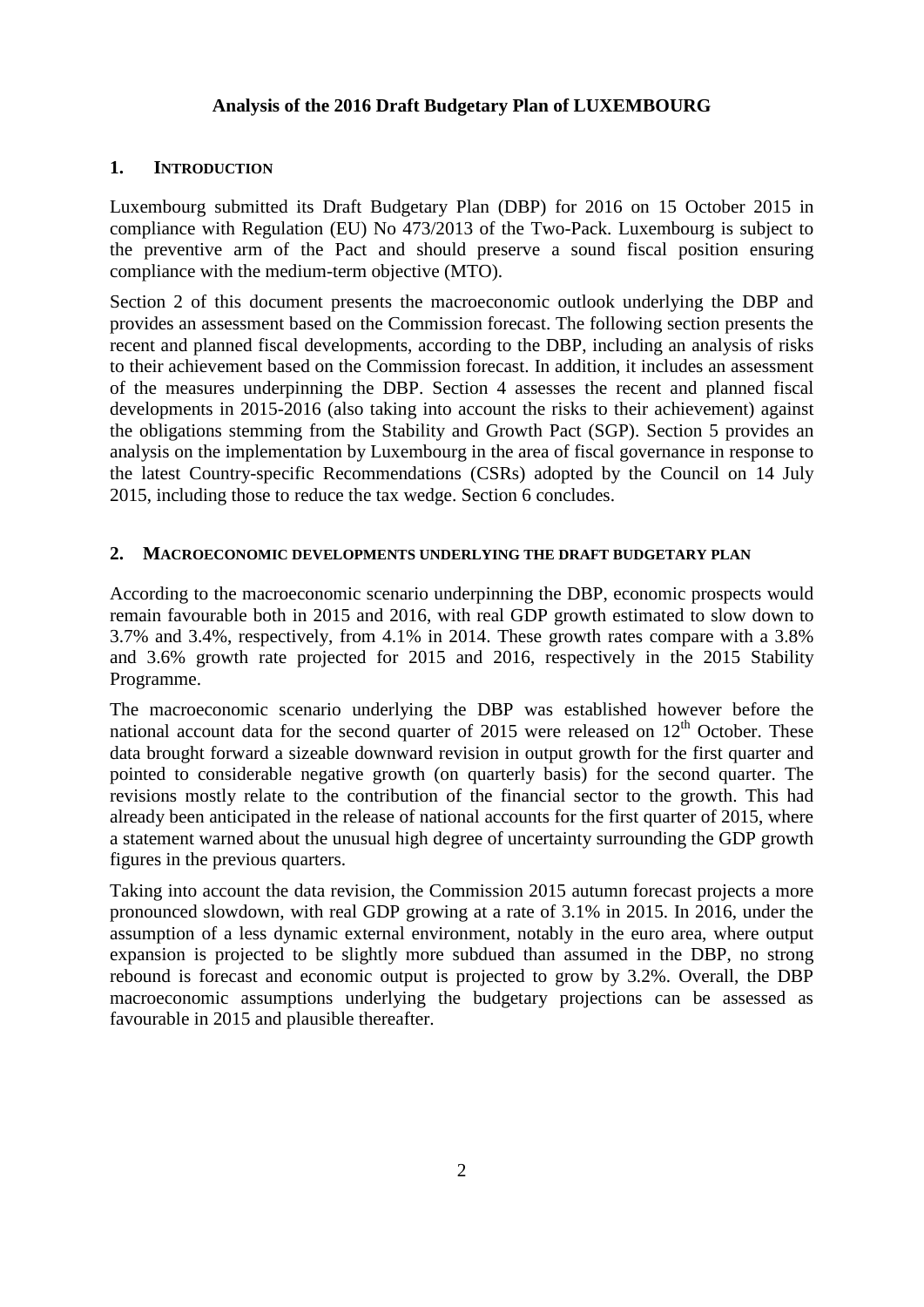**Analysis of the 2016 Draft Budgetary Plan of LUXEMBOURG**

## 1. INTRODUCTION

Luxembourg submitted its Draft Budgetary Plan (DBP) for 2016 on 15 October 2015 in compliance with Regulation (EU) No 473/2013 of the Two-Pack. Luxembourg is subject to the preventive arm of the Pact and should preserve a sound fiscal position ensuring compliance with the medium-term objective (MTO).

Section 2 of this document presents the macroeconomic outlook underlying the DBP and provides an assessment based on the Commission forecast. The following section presents the recent and planned fiscal developments, according to the DBP, including an analysis of risks to their achievement based on the Commission forecast. In addition, it includes an assessment of the measures underpinning the DBP. Section 4 assesses the recent and planned fiscal developments in 2015-2016 (also taking into account the risks to their achievement) against the obligations stemming from the Stability and Growth Pact (SGP). Section 5 provides an analysis on the implementation by Luxembourg in the area of fiscal governance in response to the latest Country-specific Recommendations (CSRs) adopted by the Council on 14 July 2015, including those to reduce the tax wedge. Section 6 concludes.

## 2. MACROECONOMIC DEVELOPMENTS UNDERLYING THE DRAFT BUDGETARY PLAN

According to the macroeconomic scenario underpinning the DBP, economic prospects would remain favourable both in 2015 and 2016, with real GDP growth estimated to slow down to 3.7% and 3.4%, respectively, from 4.1% in 2014. These growth rates compare with a 3.8% and 3.6% growth rate projected for 2015 and 2016, respectively in the 2015 Stability Programme.

The macroeconomic scenario underlying the DBP was established however before the national account data for the second quarter of 2015 were released on 12th October. These data brought forward a sizeable downward revision in output growth for the first quarter and pointed to considerable negative growth (on quarterly basis) for the second quarter. The revisions mostly relate to the contribution of the financial sector to the growth. This had already been anticipated in the release of national accounts for the first quarter of 2015, where a statement warned about the unusual high degree of uncertainty surrounding the GDP growth figures in the previous quarters.

Taking into account the data revision, the Commission 2015 autumn forecast projects a more pronounced slowdown, with real GDP growing at a rate of 3.1% in 2015. In 2016, under the assumption of a less dynamic external environment, notably in the euro area, where output expansion is projected to be slightly more subdued than assumed in the DBP, no strong rebound is forecast and economic output is projected to grow by 3.2%. Overall, the DBP macroeconomic assumptions underlying the budgetary projections can be assessed as favourable in 2015 and plausible thereafter.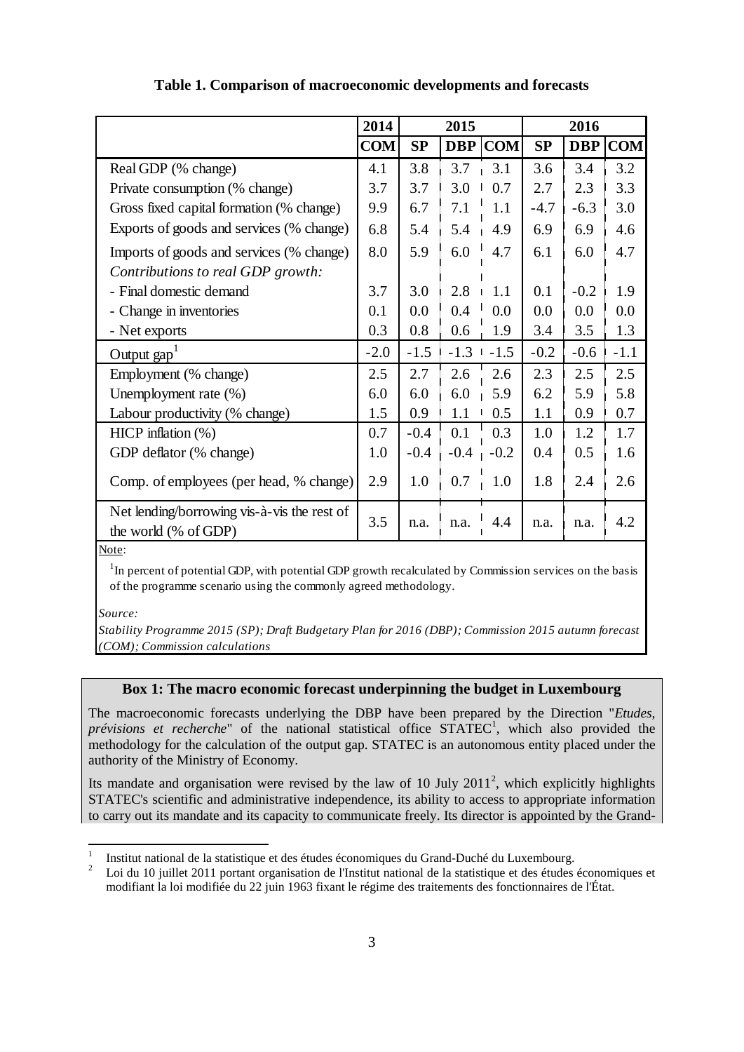**Table 1. Comparison of macroeconomic developments and forecasts**

| | 2014 | 2015 | | | 2016 | | |
|---|---|---|---|---|---|---|---|
| | COM | SP | DBP | COM | SP | DBP | COM |
| Real GDP (% change) | 4.1 | 3.8 | 3.7 | 3.1 | 3.6 | 3.4 | 3.2 |
| Private consumption (% change) | 3.7 | 3.7 | 3.0 | 0.7 | 2.7 | 2.3 | 3.3 |
| Gross fixed capital formation (% change) | 9.9 | 6.7 | 7.1 | 1.1 | -4.7 | -6.3 | 3.0 |
| Exports of goods and services (% change) | 6.8 | 5.4 | 5.4 | 4.9 | 6.9 | 6.9 | 4.6 |
| Imports of goods and services (% change) | 8.0 | 5.9 | 6.0 | 4.7 | 6.1 | 6.0 | 4.7 |
| *Contributions to real GDP growth:* | | | | | | | |
| - Final domestic demand | 3.7 | 3.0 | 2.8 | 1.1 | 0.1 | -0.2 | 1.9 |
| - Change in inventories | 0.1 | 0.0 | 0.4 | 0.0 | 0.0 | 0.0 | 0.0 |
| - Net exports | 0.3 | 0.8 | 0.6 | 1.9 | 3.4 | 3.5 | 1.3 |
| Output gap[1] | -2.0 | -1.5 | -1.3 | -1.5 | -0.2 | -0.6 | -1.1 |
| Employment (% change) | 2.5 | 2.7 | 2.6 | 2.6 | 2.3 | 2.5 | 2.5 |
| Unemployment rate (%) | 6.0 | 6.0 | 6.0 | 5.9 | 6.2 | 5.9 | 5.8 |
| Labour productivity (% change) | 1.5 | 0.9 | 1.1 | 0.5 | 1.1 | 0.9 | 0.7 |
| HICP inflation (%) | 0.7 | -0.4 | 0.1 | 0.3 | 1.0 | 1.2 | 1.7 |
| GDP deflator (% change) | 1.0 | -0.4 | -0.4 | -0.2 | 0.4 | 0.5 | 1.6 |
| Comp. of employees (per head, % change) | 2.9 | 1.0 | 0.7 | 1.0 | 1.8 | 2.4 | 2.6 |
| Net lending/borrowing vis-à-vis the rest of the world (% of GDP) | 3.5 | n.a. | n.a. | 4.4 | n.a. | n.a. | 4.2 |

Note:

[1] In percent of potential GDP, with potential GDP growth recalculated by Commission services on the basis of the programme scenario using the commonly agreed methodology.

*Source:*

*Stability Programme 2015 (SP); Draft Budgetary Plan for 2016 (DBP); Commission 2015 autumn forecast (COM); Commission calculations*

**Box 1: The macro economic forecast underpinning the budget in Luxembourg**

The macroeconomic forecasts underlying the DBP have been prepared by the Direction "*Etudes, prévisions et recherche*" of the national statistical office STATEC[1], which also provided the methodology for the calculation of the output gap. STATEC is an autonomous entity placed under the authority of the Ministry of Economy.

Its mandate and organisation were revised by the law of 10 July 2011[2], which explicitly highlights STATEC's scientific and administrative independence, its ability to access to appropriate information to carry out its mandate and its capacity to communicate freely. Its director is appointed by the Grand-

[1] Institut national de la statistique et des études économiques du Grand-Duché du Luxembourg.

[2] Loi du 10 juillet 2011 portant organisation de l'Institut national de la statistique et des études économiques et modifiant la loi modifiée du 22 juin 1963 fixant le régime des traitements des fonctionnaires de l'État.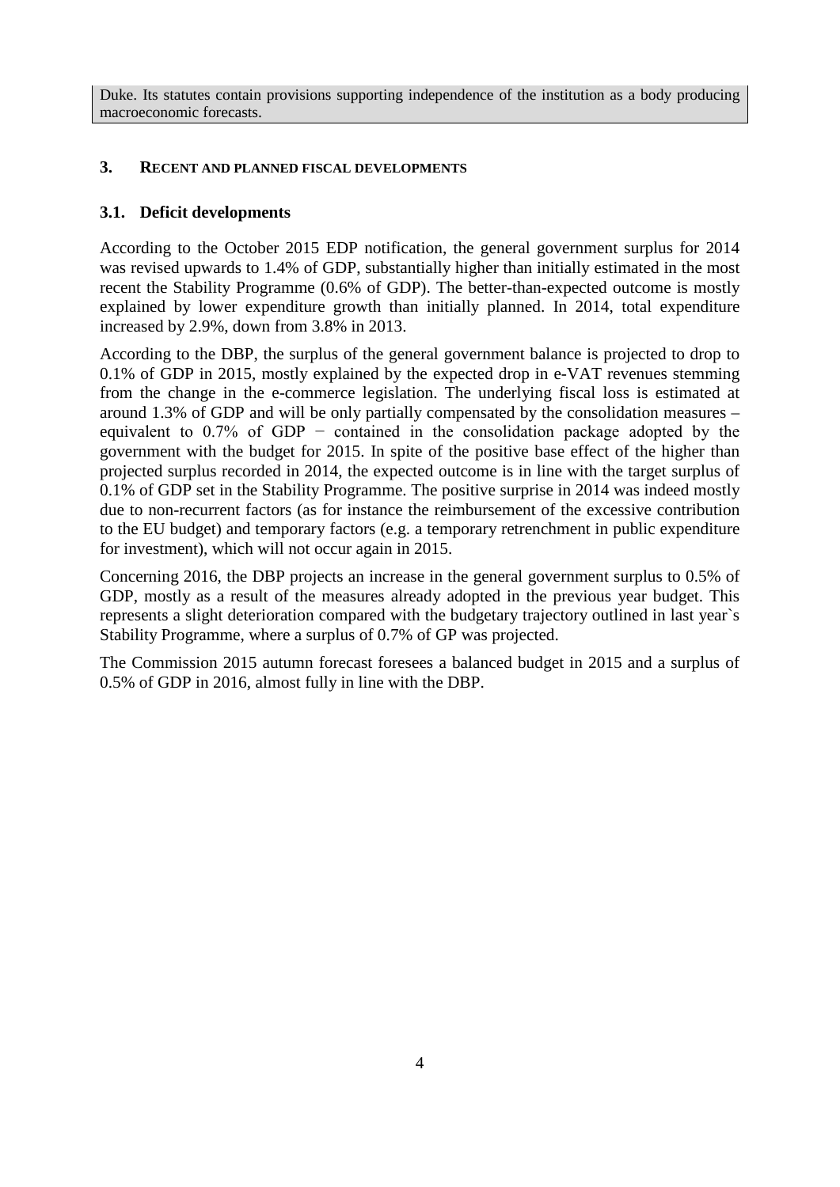Duke. Its statutes contain provisions supporting independence of the institution as a body producing macroeconomic forecasts.

## 3. Recent and planned fiscal developments

### 3.1. Deficit developments

According to the October 2015 EDP notification, the general government surplus for 2014 was revised upwards to 1.4% of GDP, substantially higher than initially estimated in the most recent the Stability Programme (0.6% of GDP). The better-than-expected outcome is mostly explained by lower expenditure growth than initially planned. In 2014, total expenditure increased by 2.9%, down from 3.8% in 2013.

According to the DBP, the surplus of the general government balance is projected to drop to 0.1% of GDP in 2015, mostly explained by the expected drop in e-VAT revenues stemming from the change in the e-commerce legislation. The underlying fiscal loss is estimated at around 1.3% of GDP and will be only partially compensated by the consolidation measures – equivalent to 0.7% of GDP − contained in the consolidation package adopted by the government with the budget for 2015. In spite of the positive base effect of the higher than projected surplus recorded in 2014, the expected outcome is in line with the target surplus of 0.1% of GDP set in the Stability Programme. The positive surprise in 2014 was indeed mostly due to non-recurrent factors (as for instance the reimbursement of the excessive contribution to the EU budget) and temporary factors (e.g. a temporary retrenchment in public expenditure for investment), which will not occur again in 2015.

Concerning 2016, the DBP projects an increase in the general government surplus to 0.5% of GDP, mostly as a result of the measures already adopted in the previous year budget. This represents a slight deterioration compared with the budgetary trajectory outlined in last year`s Stability Programme, where a surplus of 0.7% of GP was projected.

The Commission 2015 autumn forecast foresees a balanced budget in 2015 and a surplus of 0.5% of GDP in 2016, almost fully in line with the DBP.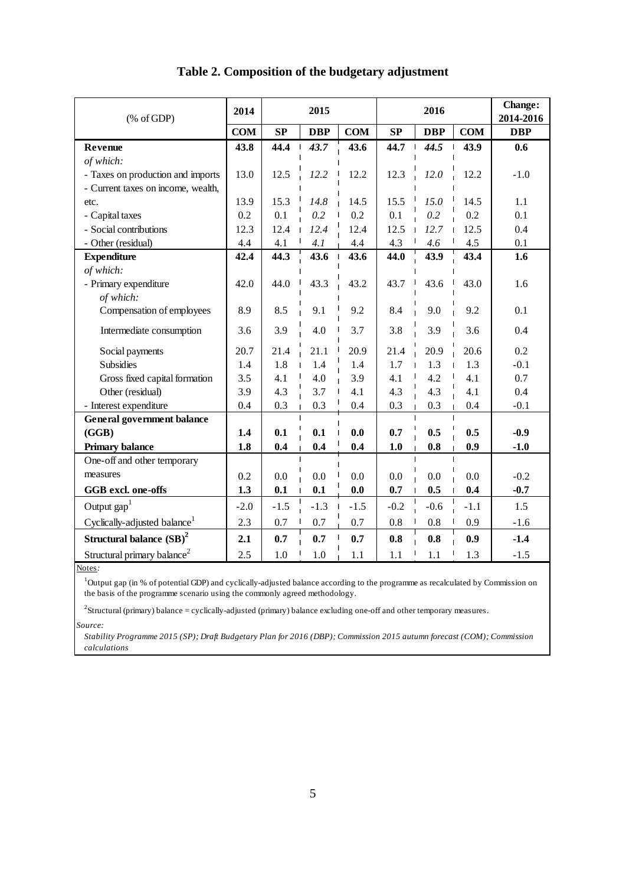**Table 2. Composition of the budgetary adjustment**

| (% of GDP) | 2014 | 2015 | | | 2016 | | | Change: 2014-2016 |
|---|---|---|---|---|---|---|---|---|
| | **COM** | **SP** | **DBP** | **COM** | **SP** | **DBP** | **COM** | **DBP** |
| **Revenue** | **43.8** | **44.4** | ***43.7*** | **43.6** | **44.7** | ***44.5*** | **43.9** | **0.6** |
| *of which:* | | | | | | | | |
| - Taxes on production and imports | 13.0 | 12.5 | *12.2* | 12.2 | 12.3 | *12.0* | 12.2 | -1.0 |
| - Current taxes on income, wealth, etc. | 13.9 | 15.3 | *14.8* | 14.5 | 15.5 | *15.0* | 14.5 | 1.1 |
| - Capital taxes | 0.2 | 0.1 | *0.2* | 0.2 | 0.1 | *0.2* | 0.2 | 0.1 |
| - Social contributions | 12.3 | 12.4 | *12.4* | 12.4 | 12.5 | *12.7* | 12.5 | 0.4 |
| - Other (residual) | 4.4 | 4.1 | *4.1* | 4.4 | 4.3 | *4.6* | 4.5 | 0.1 |
| **Expenditure** | **42.4** | **44.3** | **43.6** | **43.6** | **44.0** | **43.9** | **43.4** | **1.6** |
| *of which:* | | | | | | | | |
| - Primary expenditure | 42.0 | 44.0 | 43.3 | 43.2 | 43.7 | 43.6 | 43.0 | 1.6 |
| *of which:* | | | | | | | | |
| Compensation of employees | 8.9 | 8.5 | 9.1 | 9.2 | 8.4 | 9.0 | 9.2 | 0.1 |
| Intermediate consumption | 3.6 | 3.9 | 4.0 | 3.7 | 3.8 | 3.9 | 3.6 | 0.4 |
| Social payments | 20.7 | 21.4 | 21.1 | 20.9 | 21.4 | 20.9 | 20.6 | 0.2 |
| Subsidies | 1.4 | 1.8 | 1.4 | 1.4 | 1.7 | 1.3 | 1.3 | -0.1 |
| Gross fixed capital formation | 3.5 | 4.1 | 4.0 | 3.9 | 4.1 | 4.2 | 4.1 | 0.7 |
| Other (residual) | 3.9 | 4.3 | 3.7 | 4.1 | 4.3 | 4.3 | 4.1 | 0.4 |
| - Interest expenditure | 0.4 | 0.3 | 0.3 | 0.4 | 0.3 | 0.3 | 0.4 | -0.1 |
| **General government balance (GGB)** | **1.4** | **0.1** | **0.1** | **0.0** | **0.7** | **0.5** | **0.5** | **-0.9** |
| **Primary balance** | **1.8** | **0.4** | **0.4** | **0.4** | **1.0** | **0.8** | **0.9** | **-1.0** |
| One-off and other temporary measures | 0.2 | 0.0 | 0.0 | 0.0 | 0.0 | 0.0 | 0.0 | -0.2 |
| **GGB excl. one-offs** | **1.3** | **0.1** | **0.1** | **0.0** | **0.7** | **0.5** | **0.4** | **-0.7** |
| Output gap[1] | -2.0 | -1.5 | -1.3 | -1.5 | -0.2 | -0.6 | -1.1 | 1.5 |
| Cyclically-adjusted balance[1] | 2.3 | 0.7 | 0.7 | 0.7 | 0.8 | 0.8 | 0.9 | -1.6 |
| **Structural balance (SB)[2]** | **2.1** | **0.7** | **0.7** | **0.7** | **0.8** | **0.8** | **0.9** | **-1.4** |
| Structural primary balance[2] | 2.5 | 1.0 | 1.0 | 1.1 | 1.1 | 1.1 | 1.3 | -1.5 |

Notes*:*

[1]Output gap (in % of potential GDP) and cyclically-adjusted balance according to the programme as recalculated by Commission on the basis of the programme scenario using the commonly agreed methodology.

[2]Structural (primary) balance = cyclically-adjusted (primary) balance excluding one-off and other temporary measures.

*Source:*

*Stability Programme 2015 (SP); Draft Budgetary Plan for 2016 (DBP); Commission 2015 autumn forecast (COM); Commission calculations*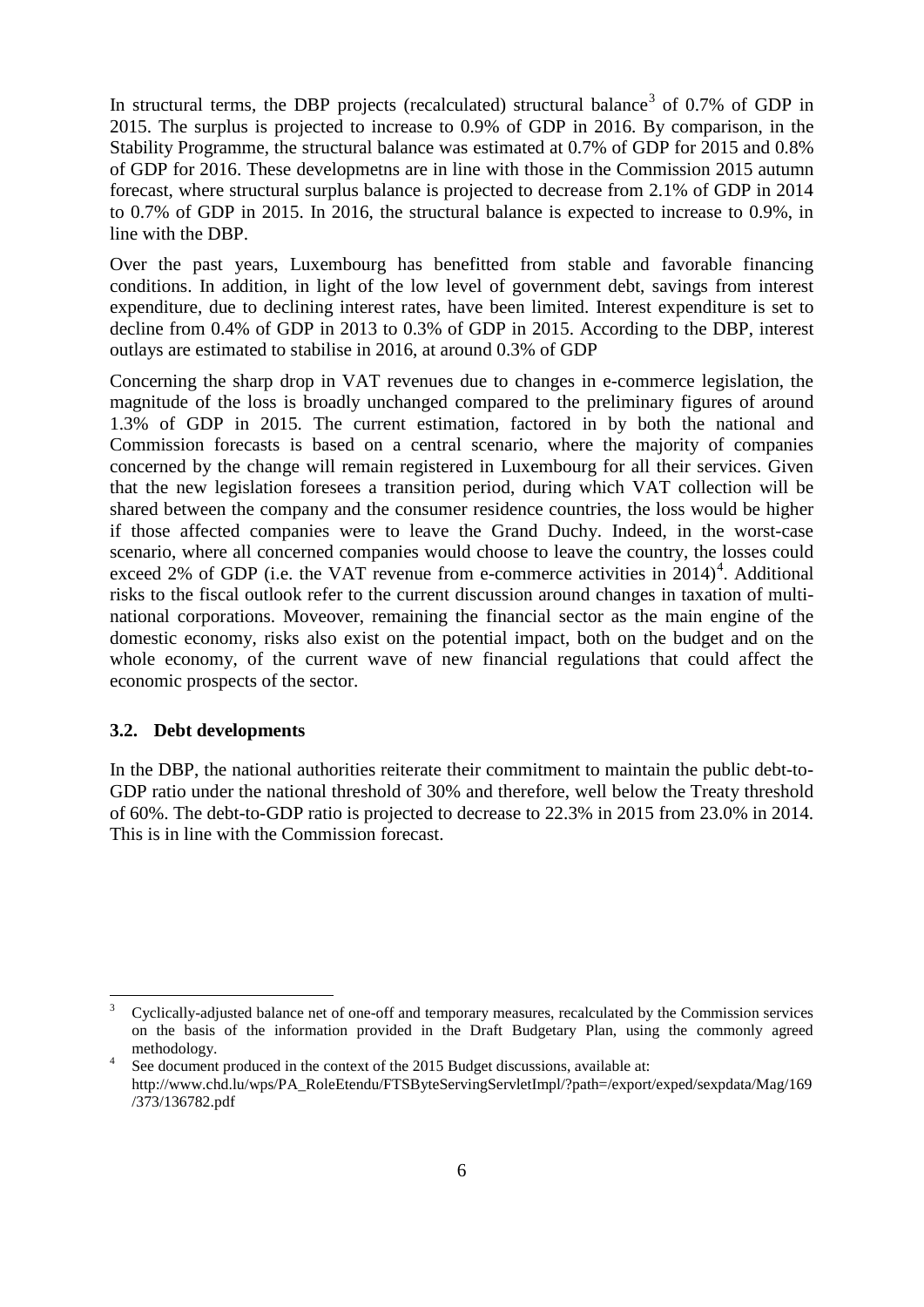In structural terms, the DBP projects (recalculated) structural balance[3] of 0.7% of GDP in 2015. The surplus is projected to increase to 0.9% of GDP in 2016. By comparison, in the Stability Programme, the structural balance was estimated at 0.7% of GDP for 2015 and 0.8% of GDP for 2016. These developmetns are in line with those in the Commission 2015 autumn forecast, where structural surplus balance is projected to decrease from 2.1% of GDP in 2014 to 0.7% of GDP in 2015. In 2016, the structural balance is expected to increase to 0.9%, in line with the DBP.

Over the past years, Luxembourg has benefitted from stable and favorable financing conditions. In addition, in light of the low level of government debt, savings from interest expenditure, due to declining interest rates, have been limited. Interest expenditure is set to decline from 0.4% of GDP in 2013 to 0.3% of GDP in 2015. According to the DBP, interest outlays are estimated to stabilise in 2016, at around 0.3% of GDP

Concerning the sharp drop in VAT revenues due to changes in e-commerce legislation, the magnitude of the loss is broadly unchanged compared to the preliminary figures of around 1.3% of GDP in 2015. The current estimation, factored in by both the national and Commission forecasts is based on a central scenario, where the majority of companies concerned by the change will remain registered in Luxembourg for all their services. Given that the new legislation foresees a transition period, during which VAT collection will be shared between the company and the consumer residence countries, the loss would be higher if those affected companies were to leave the Grand Duchy. Indeed, in the worst-case scenario, where all concerned companies would choose to leave the country, the losses could exceed 2% of GDP (i.e. the VAT revenue from e-commerce activities in 2014)[4]. Additional risks to the fiscal outlook refer to the current discussion around changes in taxation of multi-national corporations. Moveover, remaining the financial sector as the main engine of the domestic economy, risks also exist on the potential impact, both on the budget and on the whole economy, of the current wave of new financial regulations that could affect the economic prospects of the sector.

### 3.2. Debt developments

In the DBP, the national authorities reiterate their commitment to maintain the public debt-to-GDP ratio under the national threshold of 30% and therefore, well below the Treaty threshold of 60%. The debt-to-GDP ratio is projected to decrease to 22.3% in 2015 from 23.0% in 2014. This is in line with the Commission forecast.

---

[3] Cyclically-adjusted balance net of one-off and temporary measures, recalculated by the Commission services on the basis of the information provided in the Draft Budgetary Plan, using the commonly agreed methodology.

[4] See document produced in the context of the 2015 Budget discussions, available at: http://www.chd.lu/wps/PA_RoleEtendu/FTSByteServingServletImpl/?path=/export/exped/sexpdata/Mag/169/373/136782.pdf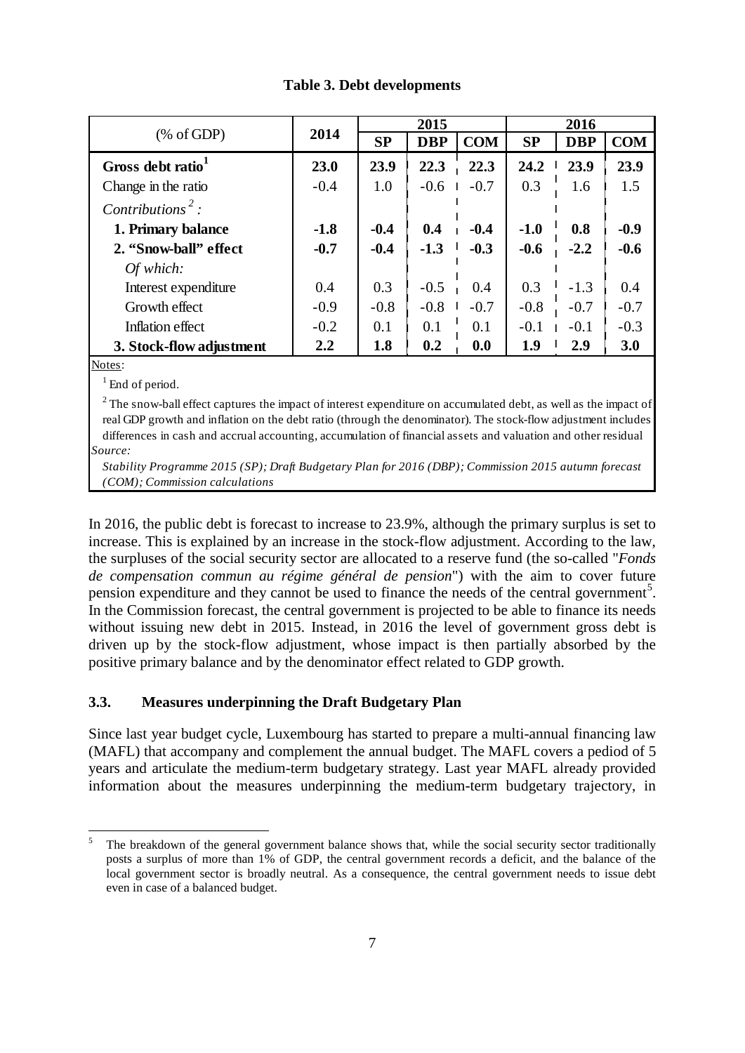**Table 3. Debt developments**

| (% of GDP) | 2014 | 2015 | | | 2016 | | |
|---|---|---|---|---|---|---|---|
| | | SP | DBP | COM | SP | DBP | COM |
| **Gross debt ratio[1]** | **23.0** | **23.9** | **22.3** | **22.3** | **24.2** | **23.9** | **23.9** |
| Change in the ratio | -0.4 | 1.0 | -0.6 | -0.7 | 0.3 | 1.6 | 1.5 |
| *Contributions[2]:* | | | | | | | |
| **1. Primary balance** | **-1.8** | **-0.4** | **0.4** | **-0.4** | **-1.0** | **0.8** | **-0.9** |
| **2. "Snow-ball" effect** | **-0.7** | **-0.4** | **-1.3** | **-0.3** | **-0.6** | **-2.2** | **-0.6** |
| *Of which:* | | | | | | | |
| Interest expenditure | 0.4 | 0.3 | -0.5 | 0.4 | 0.3 | -1.3 | 0.4 |
| Growth effect | -0.9 | -0.8 | -0.8 | -0.7 | -0.8 | -0.7 | -0.7 |
| Inflation effect | -0.2 | 0.1 | 0.1 | 0.1 | -0.1 | -0.1 | -0.3 |
| **3. Stock-flow adjustment** | **2.2** | **1.8** | **0.2** | **0.0** | **1.9** | **2.9** | **3.0** |

Notes:

[1] End of period.

[2] The snow-ball effect captures the impact of interest expenditure on accumulated debt, as well as the impact of real GDP growth and inflation on the debt ratio (through the denominator). The stock-flow adjustment includes differences in cash and accrual accounting, accumulation of financial assets and valuation and other residual

*Source:*

*Stability Programme 2015 (SP); Draft Budgetary Plan for 2016 (DBP); Commission 2015 autumn forecast (COM); Commission calculations*

In 2016, the public debt is forecast to increase to 23.9%, although the primary surplus is set to increase. This is explained by an increase in the stock-flow adjustment. According to the law, the surpluses of the social security sector are allocated to a reserve fund (the so-called "*Fonds de compensation commun au régime général de pension*") with the aim to cover future pension expenditure and they cannot be used to finance the needs of the central government[5]. In the Commission forecast, the central government is projected to be able to finance its needs without issuing new debt in 2015. Instead, in 2016 the level of government gross debt is driven up by the stock-flow adjustment, whose impact is then partially absorbed by the positive primary balance and by the denominator effect related to GDP growth.

### 3.3. Measures underpinning the Draft Budgetary Plan

Since last year budget cycle, Luxembourg has started to prepare a multi-annual financing law (MAFL) that accompany and complement the annual budget. The MAFL covers a pediod of 5 years and articulate the medium-term budgetary strategy. Last year MAFL already provided information about the measures underpinning the medium-term budgetary trajectory, in

[5] The breakdown of the general government balance shows that, while the social security sector traditionally posts a surplus of more than 1% of GDP, the central government records a deficit, and the balance of the local government sector is broadly neutral. As a consequence, the central government needs to issue debt even in case of a balanced budget.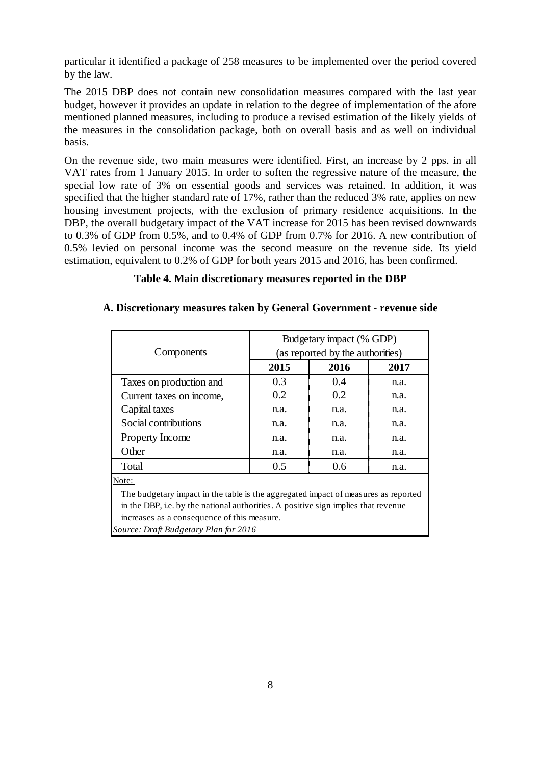particular it identified a package of 258 measures to be implemented over the period covered by the law.

The 2015 DBP does not contain new consolidation measures compared with the last year budget, however it provides an update in relation to the degree of implementation of the afore mentioned planned measures, including to produce a revised estimation of the likely yields of the measures in the consolidation package, both on overall basis and as well on individual basis.

On the revenue side, two main measures were identified. First, an increase by 2 pps. in all VAT rates from 1 January 2015. In order to soften the regressive nature of the measure, the special low rate of 3% on essential goods and services was retained. In addition, it was specified that the higher standard rate of 17%, rather than the reduced 3% rate, applies on new housing investment projects, with the exclusion of primary residence acquisitions. In the DBP, the overall budgetary impact of the VAT increase for 2015 has been revised downwards to 0.3% of GDP from 0.5%, and to 0.4% of GDP from 0.7% for 2016. A new contribution of 0.5% levied on personal income was the second measure on the revenue side. Its yield estimation, equivalent to 0.2% of GDP for both years 2015 and 2016, has been confirmed.

**Table 4. Main discretionary measures reported in the DBP**

**A. Discretionary measures taken by General Government - revenue side**

| Components | Budgetary impact (% GDP) (as reported by the authorities) | | |
|---|---|---|---|
| | **2015** | **2016** | **2017** |
| Taxes on production and | 0.3 | 0.4 | n.a. |
| Current taxes on income, | 0.2 | 0.2 | n.a. |
| Capital taxes | n.a. | n.a. | n.a. |
| Social contributions | n.a. | n.a. | n.a. |
| Property Income | n.a. | n.a. | n.a. |
| Other | n.a. | n.a. | n.a. |
| Total | 0.5 | 0.6 | n.a. |

Note:

The budgetary impact in the table is the aggregated impact of measures as reported in the DBP, i.e. by the national authorities. A positive sign implies that revenue increases as a consequence of this measure.

*Source: Draft Budgetary Plan for 2016*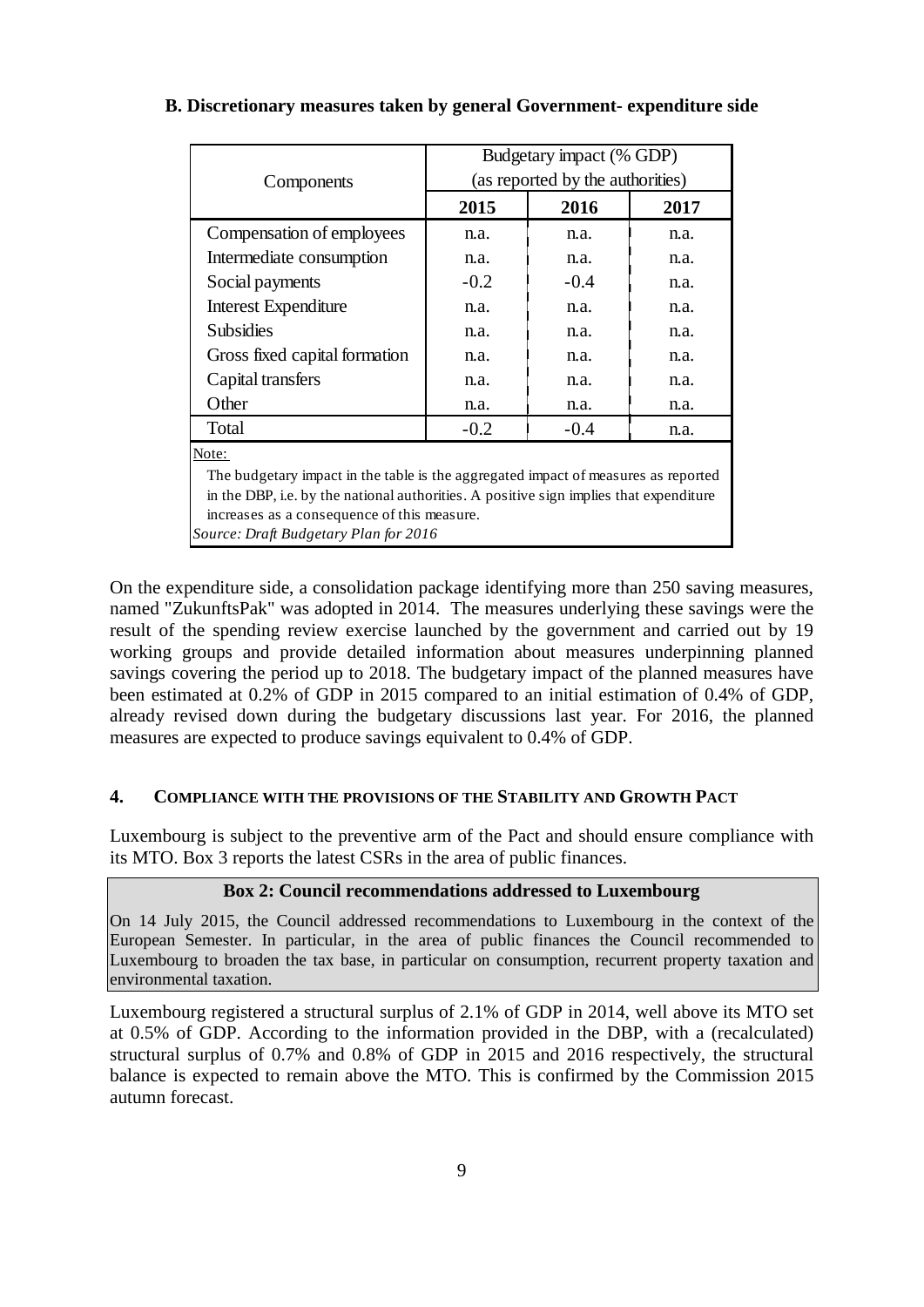**B. Discretionary measures taken by general Government- expenditure side**

| Components | Budgetary impact (% GDP) (as reported by the authorities) | | |
|---|---|---|---|
| | 2015 | 2016 | 2017 |
| Compensation of employees | n.a. | n.a. | n.a. |
| Intermediate consumption | n.a. | n.a. | n.a. |
| Social payments | -0.2 | -0.4 | n.a. |
| Interest Expenditure | n.a. | n.a. | n.a. |
| Subsidies | n.a. | n.a. | n.a. |
| Gross fixed capital formation | n.a. | n.a. | n.a. |
| Capital transfers | n.a. | n.a. | n.a. |
| Other | n.a. | n.a. | n.a. |
| Total | -0.2 | -0.4 | n.a. |

Note:

The budgetary impact in the table is the aggregated impact of measures as reported in the DBP, i.e. by the national authorities. A positive sign implies that expenditure increases as a consequence of this measure.

*Source: Draft Budgetary Plan for 2016*

On the expenditure side, a consolidation package identifying more than 250 saving measures, named "ZukunftsPak" was adopted in 2014. The measures underlying these savings were the result of the spending review exercise launched by the government and carried out by 19 working groups and provide detailed information about measures underpinning planned savings covering the period up to 2018. The budgetary impact of the planned measures have been estimated at 0.2% of GDP in 2015 compared to an initial estimation of 0.4% of GDP, already revised down during the budgetary discussions last year. For 2016, the planned measures are expected to produce savings equivalent to 0.4% of GDP.

## 4. Compliance with the provisions of the Stability and Growth Pact

Luxembourg is subject to the preventive arm of the Pact and should ensure compliance with its MTO. Box 3 reports the latest CSRs in the area of public finances.

**Box 2: Council recommendations addressed to Luxembourg**

On 14 July 2015, the Council addressed recommendations to Luxembourg in the context of the European Semester. In particular, in the area of public finances the Council recommended to Luxembourg to broaden the tax base, in particular on consumption, recurrent property taxation and environmental taxation.

Luxembourg registered a structural surplus of 2.1% of GDP in 2014, well above its MTO set at 0.5% of GDP. According to the information provided in the DBP, with a (recalculated) structural surplus of 0.7% and 0.8% of GDP in 2015 and 2016 respectively, the structural balance is expected to remain above the MTO. This is confirmed by the Commission 2015 autumn forecast.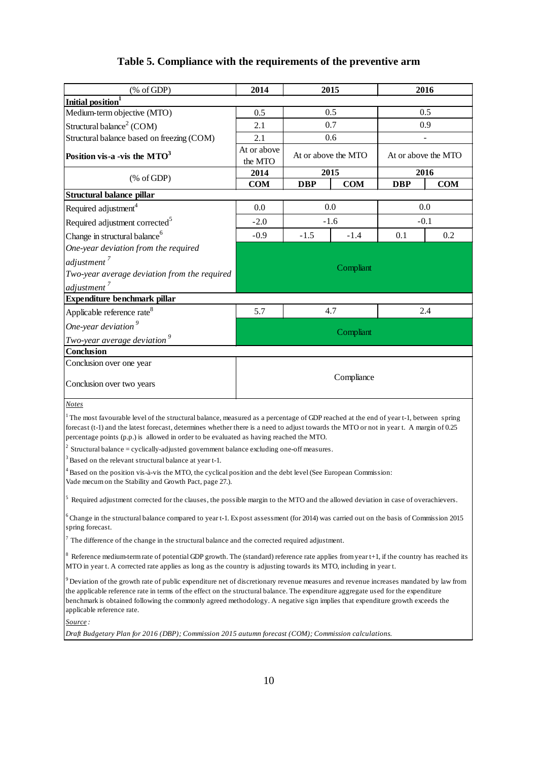## Table 5. Compliance with the requirements of the preventive arm

| (% of GDP) | 2014 | 2015 | | 2016 | |
|---|---|---|---|---|---|
| **Initial position[1]** | | | | | |
| Medium-term objective (MTO) | 0.5 | 0.5 | | 0.5 | |
| Structural balance[2] (COM) | 2.1 | 0.7 | | 0.9 | |
| Structural balance based on freezing (COM) | 2.1 | 0.6 | | - | |
| **Position vis-a -vis the MTO[3]** | At or above the MTO | At or above the MTO | | At or above the MTO | |
| (% of GDP) | **2014** | **2015** | | **2016** | |
| | **COM** | **DBP** | **COM** | **DBP** | **COM** |
| **Structural balance pillar** | | | | | |
| Required adjustment[4] | 0.0 | 0.0 | | 0.0 | |
| Required adjustment corrected[5] | -2.0 | -1.6 | | -0.1 | |
| Change in structural balance[6] | -0.9 | -1.5 | -1.4 | 0.1 | 0.2 |
| *One-year deviation from the required adjustment [7]* | Compliant | | | | |
| *Two-year average deviation from the required adjustment [7]* | | | | | |
| **Expenditure benchmark pillar** | | | | | |
| Applicable reference rate[8] | 5.7 | 4.7 | | 2.4 | |
| *One-year deviation [9]* | Compliant | | | | |
| *Two-year average deviation [9]* | | | | | |
| **Conclusion** | | | | | |
| Conclusion over one year | Compliance | | | | |
| Conclusion over two years | | | | | |

*Notes*

[1] The most favourable level of the structural balance, measured as a percentage of GDP reached at the end of year t-1, between spring forecast (t-1) and the latest forecast, determines whether there is a need to adjust towards the MTO or not in year t. A margin of 0.25 percentage points (p.p.) is allowed in order to be evaluated as having reached the MTO.

[2] Structural balance = cyclically-adjusted government balance excluding one-off measures.

[3] Based on the relevant structural balance at year t-1.

[4] Based on the position vis-à-vis the MTO, the cyclical position and the debt level (See European Commission: Vade mecum on the Stability and Growth Pact, page 27.).

[5] Required adjustment corrected for the clauses, the possible margin to the MTO and the allowed deviation in case of overachievers.

[6] Change in the structural balance compared to year t-1. Ex post assessment (for 2014) was carried out on the basis of Commission 2015 spring forecast.

[7] The difference of the change in the structural balance and the corrected required adjustment.

[8] Reference medium-term rate of potential GDP growth. The (standard) reference rate applies from year t+1, if the country has reached its MTO in year t. A corrected rate applies as long as the country is adjusting towards its MTO, including in year t.

[9] Deviation of the growth rate of public expenditure net of discretionary revenue measures and revenue increases mandated by law from the applicable reference rate in terms of the effect on the structural balance. The expenditure aggregate used for the expenditure benchmark is obtained following the commonly agreed methodology. A negative sign implies that expenditure growth exceeds the applicable reference rate.

*Source :*

*Draft Budgetary Plan for 2016 (DBP); Commission 2015 autumn forecast (COM); Commission calculations.*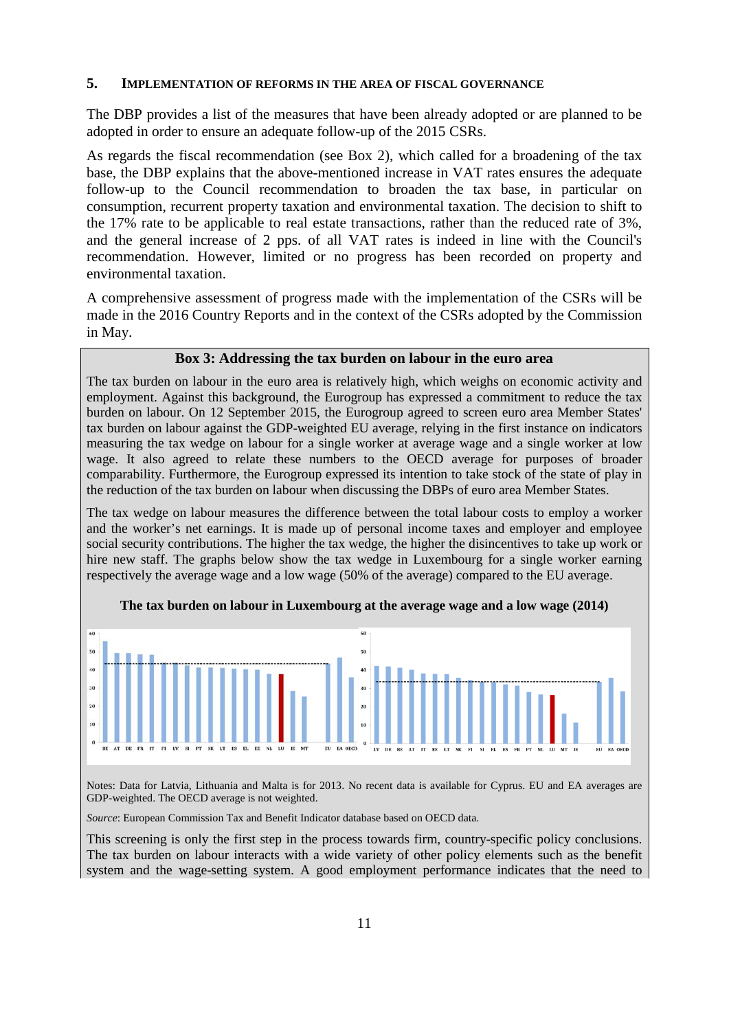## 5. Implementation of reforms in the area of fiscal governance

The DBP provides a list of the measures that have been already adopted or are planned to be adopted in order to ensure an adequate follow-up of the 2015 CSRs.

As regards the fiscal recommendation (see Box 2), which called for a broadening of the tax base, the DBP explains that the above-mentioned increase in VAT rates ensures the adequate follow-up to the Council recommendation to broaden the tax base, in particular on consumption, recurrent property taxation and environmental taxation. The decision to shift to the 17% rate to be applicable to real estate transactions, rather than the reduced rate of 3%, and the general increase of 2 pps. of all VAT rates is indeed in line with the Council's recommendation. However, limited or no progress has been recorded on property and environmental taxation.

A comprehensive assessment of progress made with the implementation of the CSRs will be made in the 2016 Country Reports and in the context of the CSRs adopted by the Commission in May.

### Box 3: Addressing the tax burden on labour in the euro area

The tax burden on labour in the euro area is relatively high, which weighs on economic activity and employment. Against this background, the Eurogroup has expressed a commitment to reduce the tax burden on labour. On 12 September 2015, the Eurogroup agreed to screen euro area Member States' tax burden on labour against the GDP-weighted EU average, relying in the first instance on indicators measuring the tax wedge on labour for a single worker at average wage and a single worker at low wage. It also agreed to relate these numbers to the OECD average for purposes of broader comparability. Furthermore, the Eurogroup expressed its intention to take stock of the state of play in the reduction of the tax burden on labour when discussing the DBPs of euro area Member States.

The tax wedge on labour measures the difference between the total labour costs to employ a worker and the worker's net earnings. It is made up of personal income taxes and employer and employee social security contributions. The higher the tax wedge, the higher the disincentives to take up work or hire new staff. The graphs below show the tax wedge in Luxembourg for a single worker earning respectively the average wage and a low wage (50% of the average) compared to the EU average.

**The tax burden on labour in Luxembourg at the average wage and a low wage (2014)**

Notes: Data for Latvia, Lithuania and Malta is for 2013. No recent data is available for Cyprus. EU and EA averages are GDP-weighted. The OECD average is not weighted.

*Source*: European Commission Tax and Benefit Indicator database based on OECD data.

This screening is only the first step in the process towards firm, country-specific policy conclusions. The tax burden on labour interacts with a wide variety of other policy elements such as the benefit system and the wage-setting system. A good employment performance indicates that the need to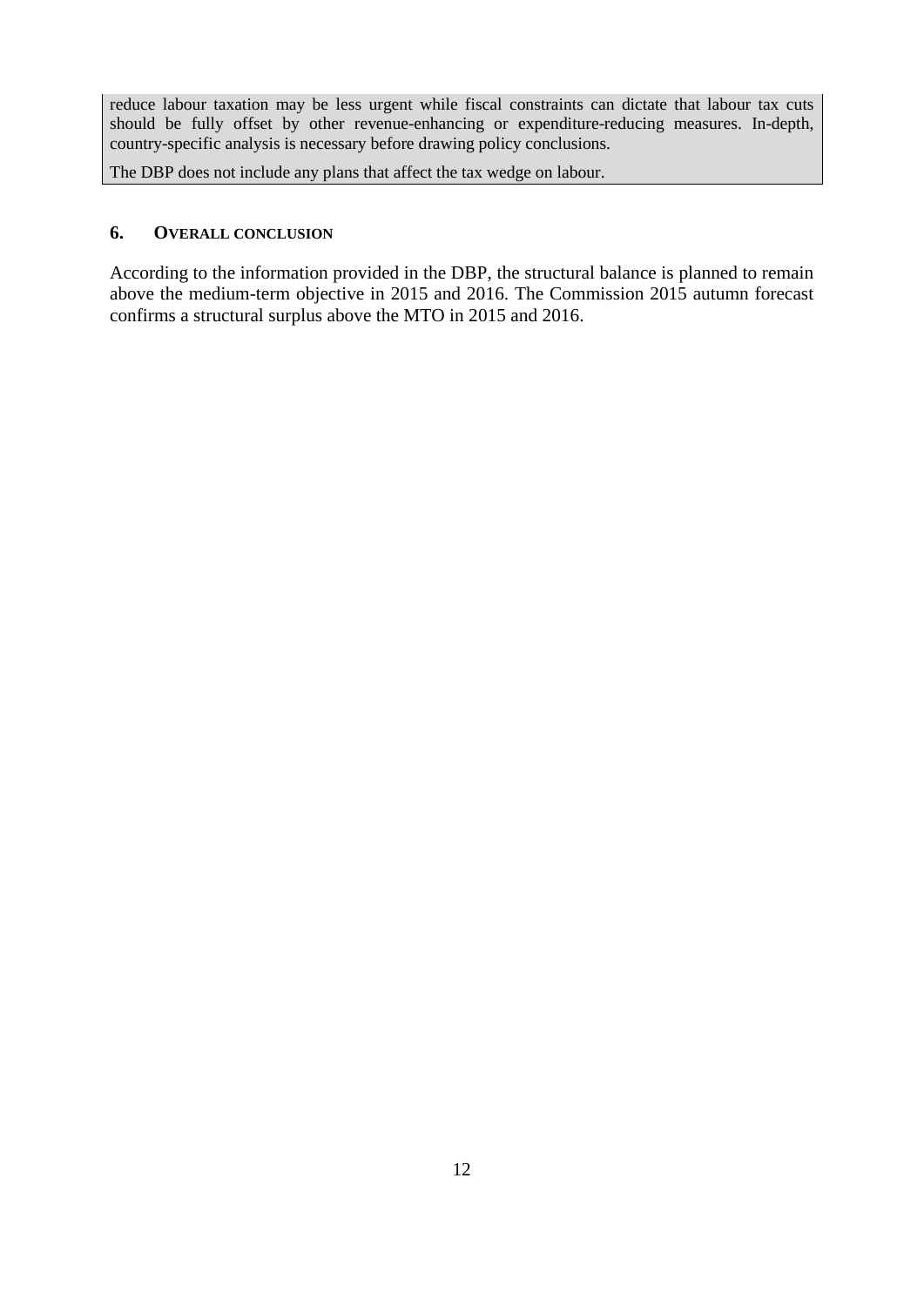reduce labour taxation may be less urgent while fiscal constraints can dictate that labour tax cuts should be fully offset by other revenue-enhancing or expenditure-reducing measures. In-depth, country-specific analysis is necessary before drawing policy conclusions.

The DBP does not include any plans that affect the tax wedge on labour.

## 6. OVERALL CONCLUSION

According to the information provided in the DBP, the structural balance is planned to remain above the medium-term objective in 2015 and 2016. The Commission 2015 autumn forecast confirms a structural surplus above the MTO in 2015 and 2016.